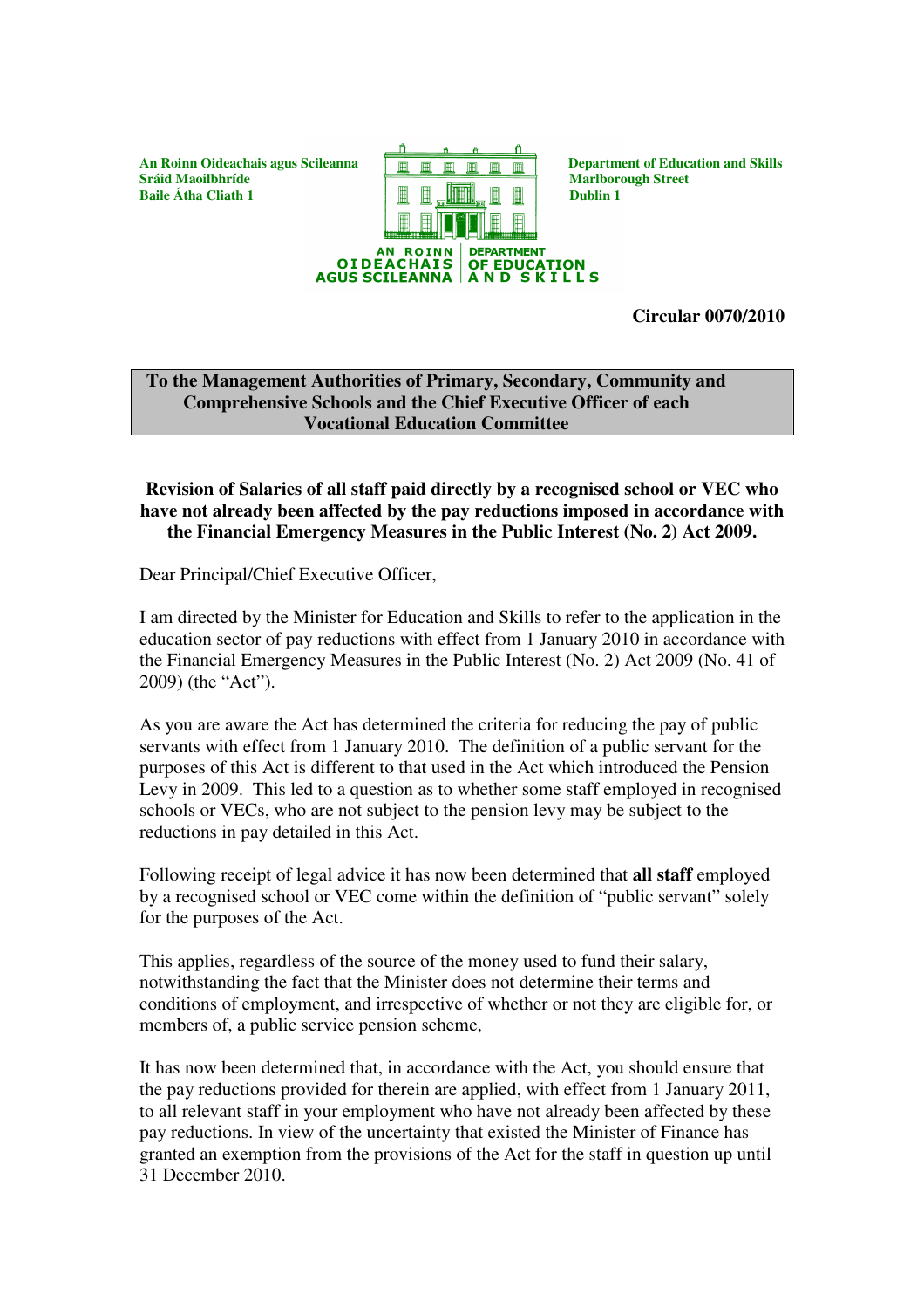An Roinn Oideachais agus Scileanna
Sráid Maoilbhríde
Baile Átha Cliath 1

AN ROINN OIDEACHAIS AGUS SCILEANNA | DEPARTMENT OF EDUCATION AND SKILLS

Department of Education and Skills
Marlborough Street
Dublin 1

**Circular 0070/2010**

**To the Management Authorities of Primary, Secondary, Community and Comprehensive Schools and the Chief Executive Officer of each Vocational Education Committee**

**Revision of Salaries of all staff paid directly by a recognised school or VEC who have not already been affected by the pay reductions imposed in accordance with the Financial Emergency Measures in the Public Interest (No. 2) Act 2009.**

Dear Principal/Chief Executive Officer,

I am directed by the Minister for Education and Skills to refer to the application in the education sector of pay reductions with effect from 1 January 2010 in accordance with the Financial Emergency Measures in the Public Interest (No. 2) Act 2009 (No. 41 of 2009) (the "Act").

As you are aware the Act has determined the criteria for reducing the pay of public servants with effect from 1 January 2010. The definition of a public servant for the purposes of this Act is different to that used in the Act which introduced the Pension Levy in 2009. This led to a question as to whether some staff employed in recognised schools or VECs, who are not subject to the pension levy may be subject to the reductions in pay detailed in this Act.

Following receipt of legal advice it has now been determined that **all staff** employed by a recognised school or VEC come within the definition of "public servant" solely for the purposes of the Act.

This applies, regardless of the source of the money used to fund their salary, notwithstanding the fact that the Minister does not determine their terms and conditions of employment, and irrespective of whether or not they are eligible for, or members of, a public service pension scheme,

It has now been determined that, in accordance with the Act, you should ensure that the pay reductions provided for therein are applied, with effect from 1 January 2011, to all relevant staff in your employment who have not already been affected by these pay reductions. In view of the uncertainty that existed the Minister of Finance has granted an exemption from the provisions of the Act for the staff in question up until 31 December 2010.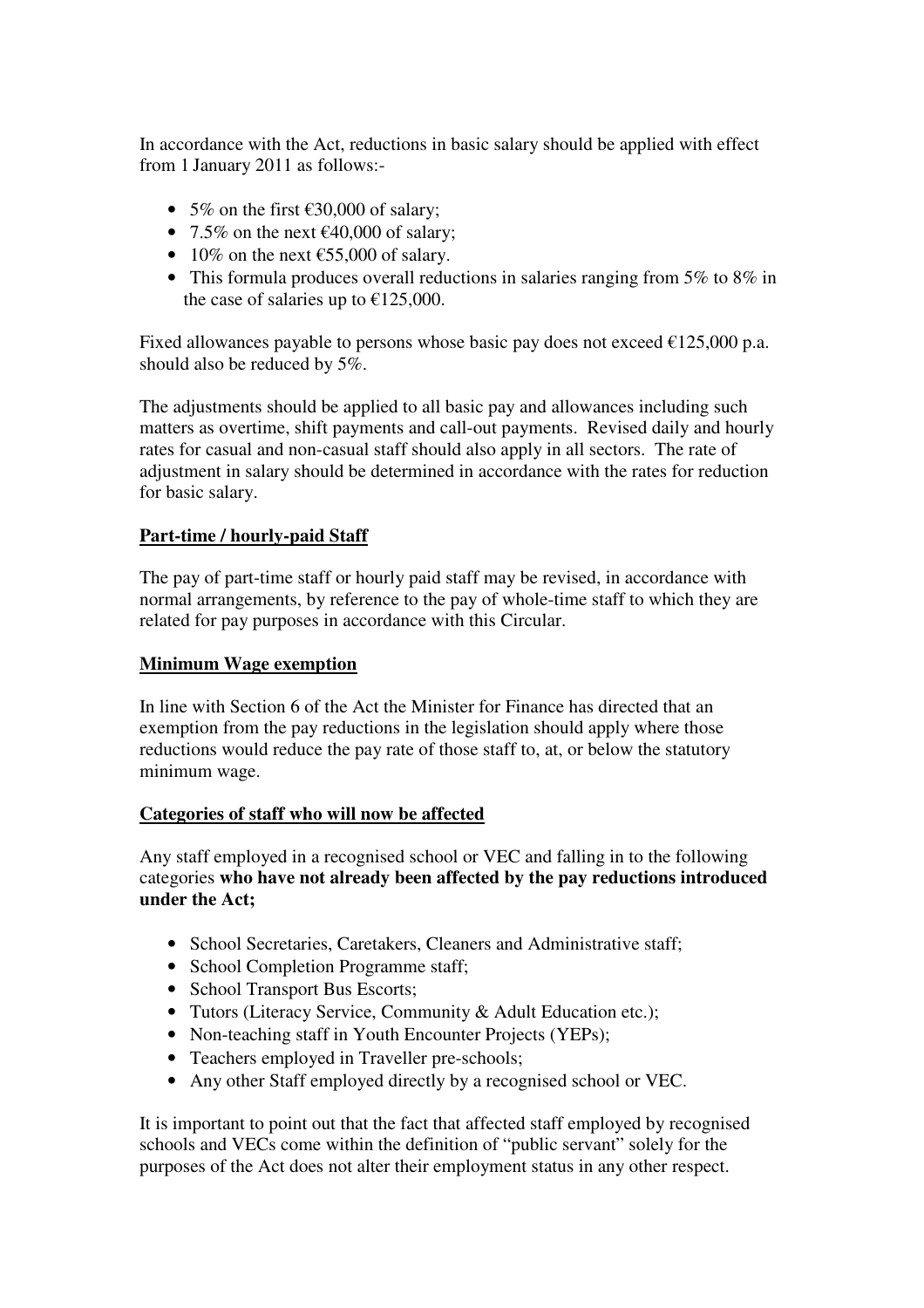In accordance with the Act, reductions in basic salary should be applied with effect from 1 January 2011 as follows:-

- 5% on the first €30,000 of salary;
- 7.5% on the next €40,000 of salary;
- 10% on the next €55,000 of salary.
- This formula produces overall reductions in salaries ranging from 5% to 8% in the case of salaries up to €125,000.

Fixed allowances payable to persons whose basic pay does not exceed €125,000 p.a. should also be reduced by 5%.

The adjustments should be applied to all basic pay and allowances including such matters as overtime, shift payments and call-out payments. Revised daily and hourly rates for casual and non-casual staff should also apply in all sectors. The rate of adjustment in salary should be determined in accordance with the rates for reduction for basic salary.

**Part-time / hourly-paid Staff**

The pay of part-time staff or hourly paid staff may be revised, in accordance with normal arrangements, by reference to the pay of whole-time staff to which they are related for pay purposes in accordance with this Circular.

**Minimum Wage exemption**

In line with Section 6 of the Act the Minister for Finance has directed that an exemption from the pay reductions in the legislation should apply where those reductions would reduce the pay rate of those staff to, at, or below the statutory minimum wage.

**Categories of staff who will now be affected**

Any staff employed in a recognised school or VEC and falling in to the following categories **who have not already been affected by the pay reductions introduced under the Act;**

- School Secretaries, Caretakers, Cleaners and Administrative staff;
- School Completion Programme staff;
- School Transport Bus Escorts;
- Tutors (Literacy Service, Community & Adult Education etc.);
- Non-teaching staff in Youth Encounter Projects (YEPs);
- Teachers employed in Traveller pre-schools;
- Any other Staff employed directly by a recognised school or VEC.

It is important to point out that the fact that affected staff employed by recognised schools and VECs come within the definition of "public servant" solely for the purposes of the Act does not alter their employment status in any other respect.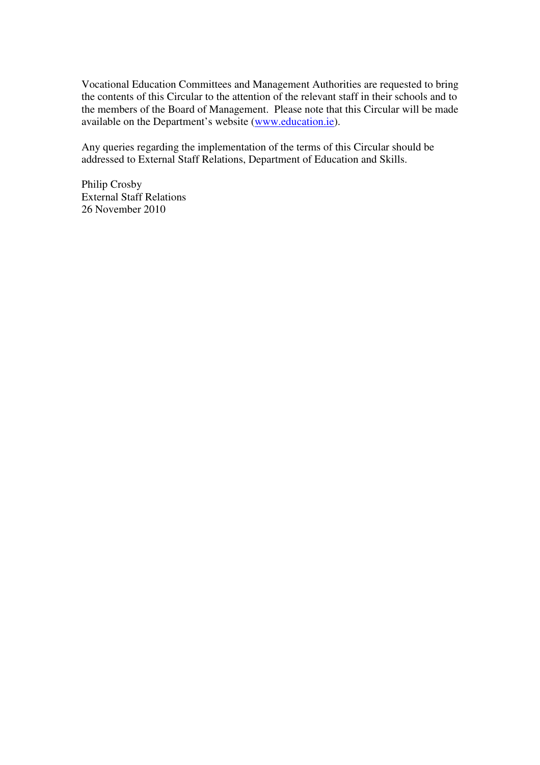Vocational Education Committees and Management Authorities are requested to bring the contents of this Circular to the attention of the relevant staff in their schools and to the members of the Board of Management. Please note that this Circular will be made available on the Department's website (www.education.ie).

Any queries regarding the implementation of the terms of this Circular should be addressed to External Staff Relations, Department of Education and Skills.

Philip Crosby  
External Staff Relations  
26 November 2010